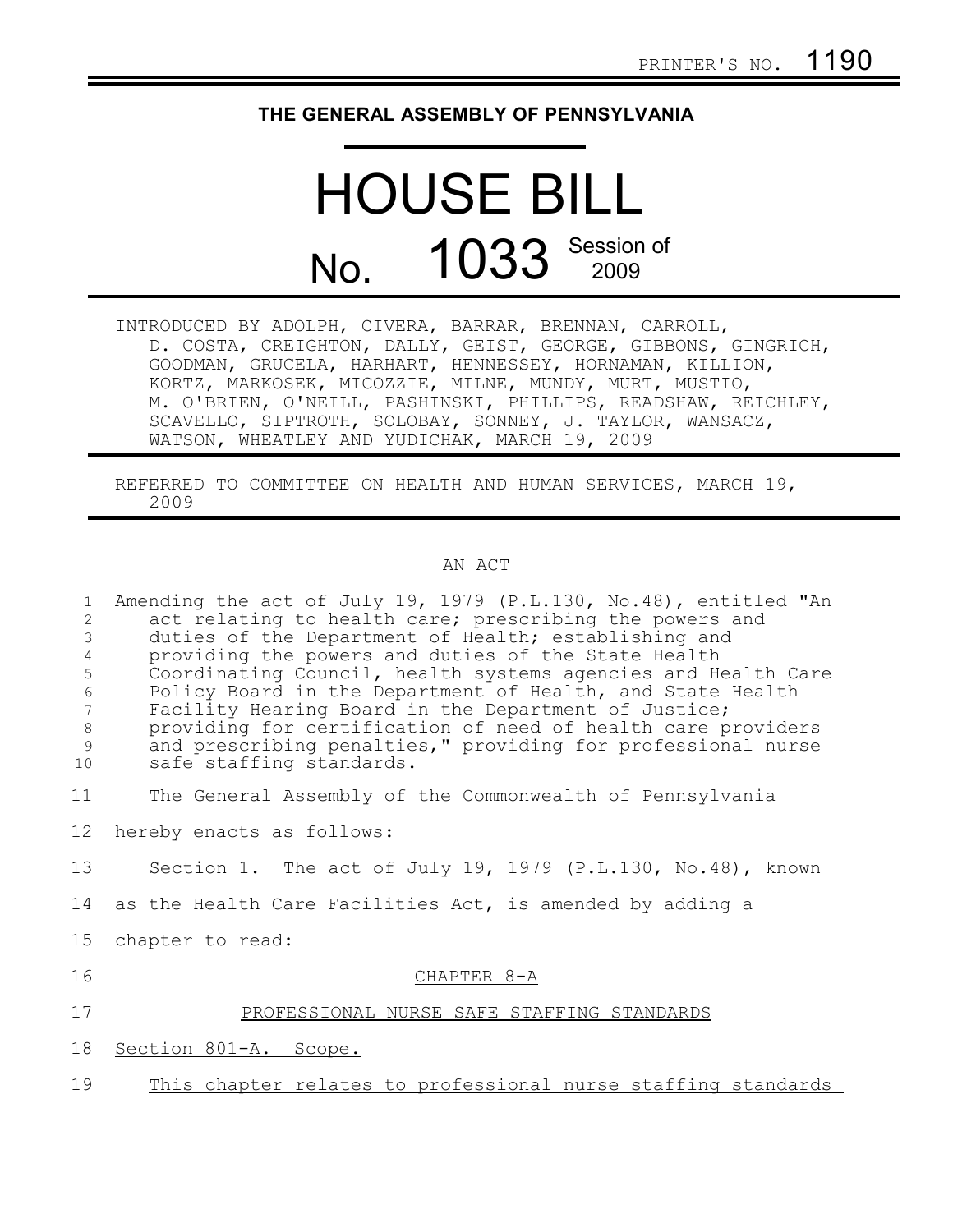PRINTER'S NO. 1190

**THE GENERAL ASSEMBLY OF PENNSYLVANIA**

# HOUSE BILL

## No. 1033 Session of 2009

INTRODUCED BY ADOLPH, CIVERA, BARRAR, BRENNAN, CARROLL, D. COSTA, CREIGHTON, DALLY, GEIST, GEORGE, GIBBONS, GINGRICH, GOODMAN, GRUCELA, HARHART, HENNESSEY, HORNAMAN, KILLION, KORTZ, MARKOSEK, MICOZZIE, MILNE, MUNDY, MURT, MUSTIO, M. O'BRIEN, O'NEILL, PASHINSKI, PHILLIPS, READSHAW, REICHLEY, SCAVELLO, SIPTROTH, SOLOBAY, SONNEY, J. TAYLOR, WANSACZ, WATSON, WHEATLEY AND YUDICHAK, MARCH 19, 2009

REFERRED TO COMMITTEE ON HEALTH AND HUMAN SERVICES, MARCH 19, 2009

AN ACT

Amending the act of July 19, 1979 (P.L.130, No.48), entitled "An act relating to health care; prescribing the powers and duties of the Department of Health; establishing and providing the powers and duties of the State Health Coordinating Council, health systems agencies and Health Care Policy Board in the Department of Health, and State Health Facility Hearing Board in the Department of Justice; providing for certification of need of health care providers and prescribing penalties," providing for professional nurse safe staffing standards.

The General Assembly of the Commonwealth of Pennsylvania hereby enacts as follows:

Section 1. The act of July 19, 1979 (P.L.130, No.48), known as the Health Care Facilities Act, is amended by adding a chapter to read:

CHAPTER 8-A

PROFESSIONAL NURSE SAFE STAFFING STANDARDS

Section 801-A. Scope.

This chapter relates to professional nurse staffing standards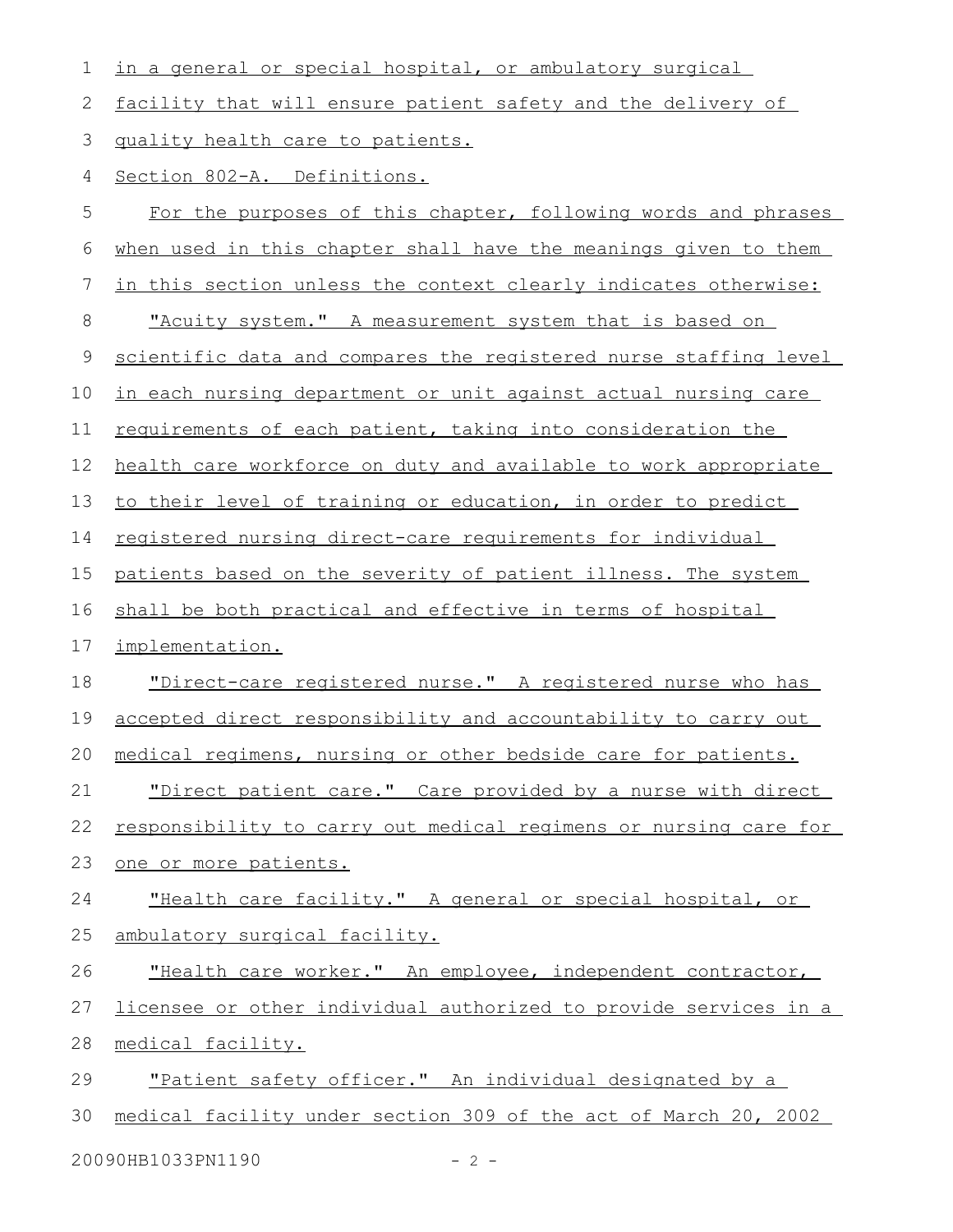in a general or special hospital, or ambulatory surgical facility that will ensure patient safety and the delivery of quality health care to patients.

Section 802-A. Definitions.

For the purposes of this chapter, following words and phrases when used in this chapter shall have the meanings given to them in this section unless the context clearly indicates otherwise:

"Acuity system." A measurement system that is based on scientific data and compares the registered nurse staffing level in each nursing department or unit against actual nursing care requirements of each patient, taking into consideration the health care workforce on duty and available to work appropriate to their level of training or education, in order to predict registered nursing direct-care requirements for individual patients based on the severity of patient illness. The system shall be both practical and effective in terms of hospital implementation.

"Direct-care registered nurse." A registered nurse who has accepted direct responsibility and accountability to carry out medical regimens, nursing or other bedside care for patients.

"Direct patient care." Care provided by a nurse with direct responsibility to carry out medical regimens or nursing care for one or more patients.

"Health care facility." A general or special hospital, or ambulatory surgical facility.

"Health care worker." An employee, independent contractor, licensee or other individual authorized to provide services in a medical facility.

"Patient safety officer." An individual designated by a medical facility under section 309 of the act of March 20, 2002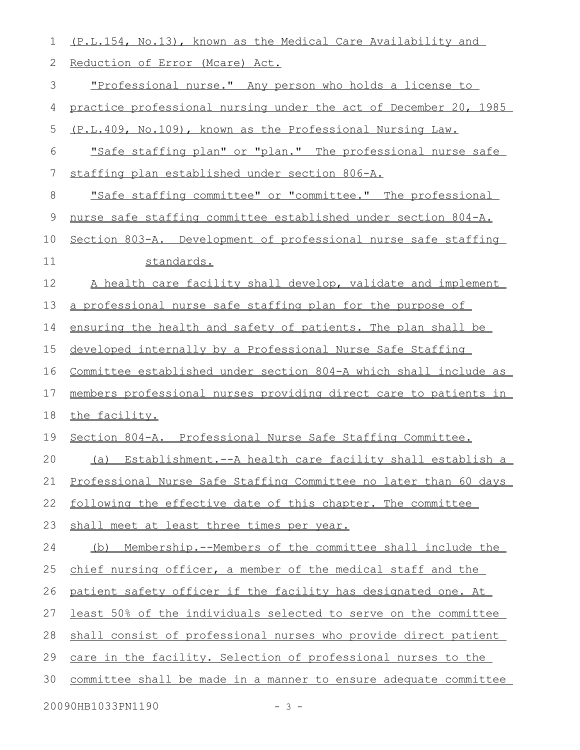(P.L.154, No.13), known as the Medical Care Availability and Reduction of Error (Mcare) Act.

"Professional nurse." Any person who holds a license to practice professional nursing under the act of December 20, 1985 (P.L.409, No.109), known as the Professional Nursing Law.

"Safe staffing plan" or "plan." The professional nurse safe staffing plan established under section 806-A.

"Safe staffing committee" or "committee." The professional nurse safe staffing committee established under section 804-A.

Section 803-A. Development of professional nurse safe staffing standards.

A health care facility shall develop, validate and implement a professional nurse safe staffing plan for the purpose of ensuring the health and safety of patients. The plan shall be developed internally by a Professional Nurse Safe Staffing Committee established under section 804-A which shall include as members professional nurses providing direct care to patients in the facility.

Section 804-A. Professional Nurse Safe Staffing Committee.

(a) Establishment.--A health care facility shall establish a Professional Nurse Safe Staffing Committee no later than 60 days following the effective date of this chapter. The committee shall meet at least three times per year.

(b) Membership.--Members of the committee shall include the chief nursing officer, a member of the medical staff and the patient safety officer if the facility has designated one. At least 50% of the individuals selected to serve on the committee shall consist of professional nurses who provide direct patient care in the facility. Selection of professional nurses to the committee shall be made in a manner to ensure adequate committee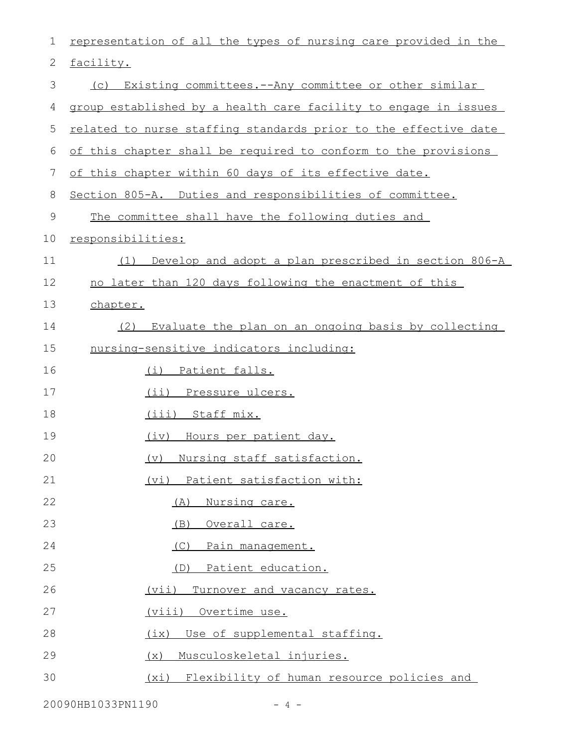representation of all the types of nursing care provided in the facility.

(c) Existing committees.--Any committee or other similar group established by a health care facility to engage in issues related to nurse staffing standards prior to the effective date of this chapter shall be required to conform to the provisions of this chapter within 60 days of its effective date.

Section 805-A. Duties and responsibilities of committee.

The committee shall have the following duties and responsibilities:

(1) Develop and adopt a plan prescribed in section 806-A no later than 120 days following the enactment of this chapter.

(2) Evaluate the plan on an ongoing basis by collecting nursing-sensitive indicators including:

(i) Patient falls.

(ii) Pressure ulcers.

(iii) Staff mix.

(iv) Hours per patient day.

(v) Nursing staff satisfaction.

(vi) Patient satisfaction with:

(A) Nursing care.

(B) Overall care.

(C) Pain management.

(D) Patient education.

(vii) Turnover and vacancy rates.

(viii) Overtime use.

(ix) Use of supplemental staffing.

(x) Musculoskeletal injuries.

(xi) Flexibility of human resource policies and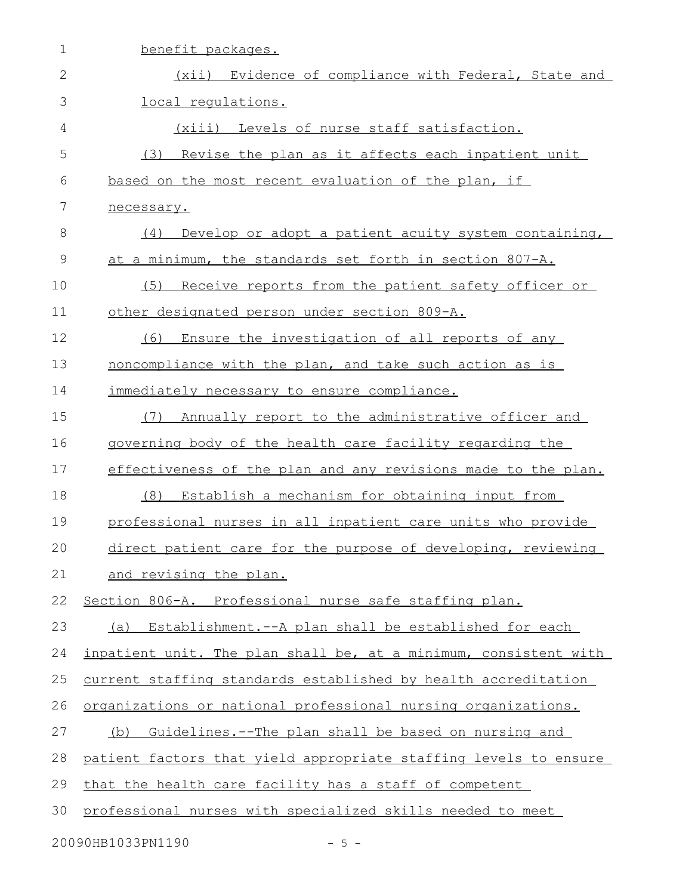benefit packages.

(xii) Evidence of compliance with Federal, State and local regulations.

(xiii) Levels of nurse staff satisfaction.

(3) Revise the plan as it affects each inpatient unit based on the most recent evaluation of the plan, if necessary.

(4) Develop or adopt a patient acuity system containing, at a minimum, the standards set forth in section 807-A.

(5) Receive reports from the patient safety officer or other designated person under section 809-A.

(6) Ensure the investigation of all reports of any noncompliance with the plan, and take such action as is immediately necessary to ensure compliance.

(7) Annually report to the administrative officer and governing body of the health care facility regarding the effectiveness of the plan and any revisions made to the plan.

(8) Establish a mechanism for obtaining input from professional nurses in all inpatient care units who provide direct patient care for the purpose of developing, reviewing and revising the plan.

Section 806-A. Professional nurse safe staffing plan.

(a) Establishment.--A plan shall be established for each inpatient unit. The plan shall be, at a minimum, consistent with current staffing standards established by health accreditation organizations or national professional nursing organizations.

(b) Guidelines.--The plan shall be based on nursing and patient factors that yield appropriate staffing levels to ensure that the health care facility has a staff of competent professional nurses with specialized skills needed to meet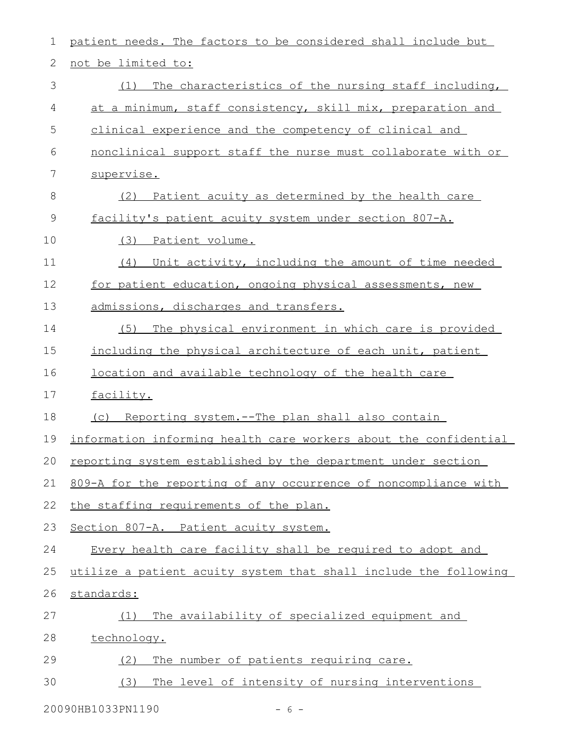patient needs. The factors to be considered shall include but not be limited to:

(1) The characteristics of the nursing staff including, at a minimum, staff consistency, skill mix, preparation and clinical experience and the competency of clinical and nonclinical support staff the nurse must collaborate with or supervise.

(2) Patient acuity as determined by the health care facility's patient acuity system under section 807-A.

(3) Patient volume.

(4) Unit activity, including the amount of time needed for patient education, ongoing physical assessments, new admissions, discharges and transfers.

(5) The physical environment in which care is provided including the physical architecture of each unit, patient location and available technology of the health care facility.

(c) Reporting system.--The plan shall also contain information informing health care workers about the confidential reporting system established by the department under section 809-A for the reporting of any occurrence of noncompliance with the staffing requirements of the plan.

Section 807-A. Patient acuity system.

Every health care facility shall be required to adopt and utilize a patient acuity system that shall include the following standards:

(1) The availability of specialized equipment and technology.

(2) The number of patients requiring care.

(3) The level of intensity of nursing interventions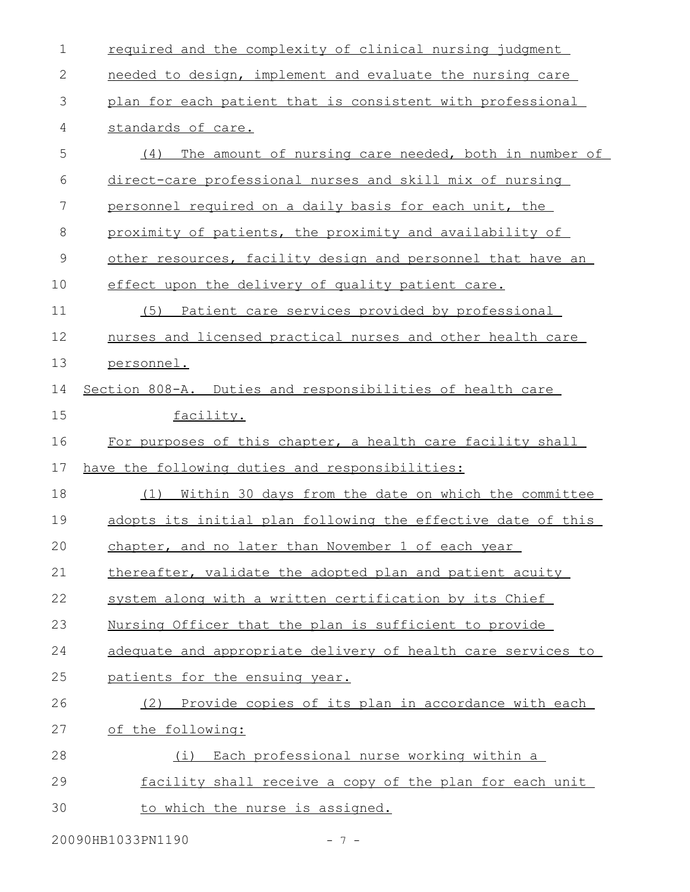required and the complexity of clinical nursing judgment needed to design, implement and evaluate the nursing care plan for each patient that is consistent with professional standards of care.

(4) The amount of nursing care needed, both in number of direct-care professional nurses and skill mix of nursing personnel required on a daily basis for each unit, the proximity of patients, the proximity and availability of other resources, facility design and personnel that have an effect upon the delivery of quality patient care.

(5) Patient care services provided by professional nurses and licensed practical nurses and other health care personnel.

Section 808-A. Duties and responsibilities of health care facility.

For purposes of this chapter, a health care facility shall have the following duties and responsibilities:

(1) Within 30 days from the date on which the committee adopts its initial plan following the effective date of this chapter, and no later than November 1 of each year thereafter, validate the adopted plan and patient acuity system along with a written certification by its Chief Nursing Officer that the plan is sufficient to provide adequate and appropriate delivery of health care services to patients for the ensuing year.

(2) Provide copies of its plan in accordance with each of the following:

(i) Each professional nurse working within a facility shall receive a copy of the plan for each unit to which the nurse is assigned.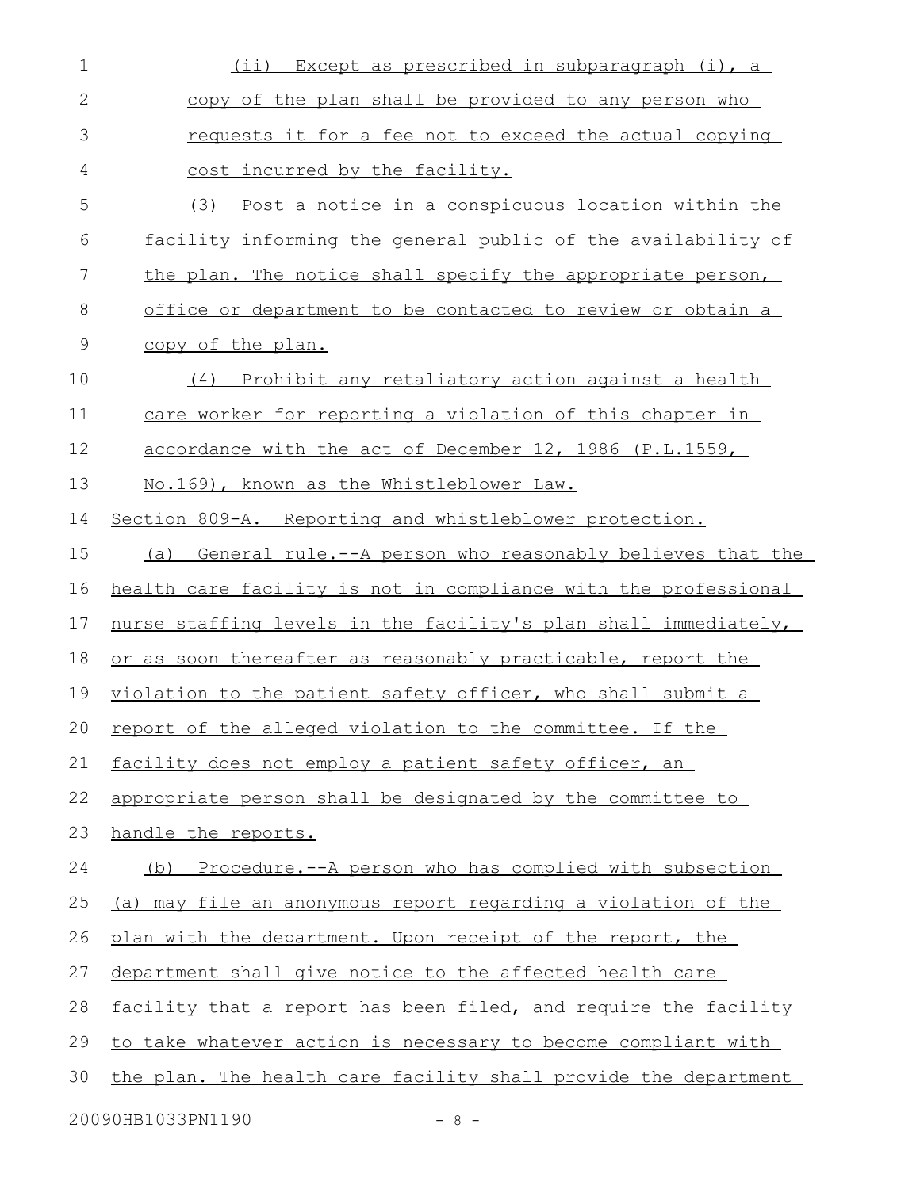(ii) Except as prescribed in subparagraph (i), a copy of the plan shall be provided to any person who requests it for a fee not to exceed the actual copying cost incurred by the facility.

(3) Post a notice in a conspicuous location within the facility informing the general public of the availability of the plan. The notice shall specify the appropriate person, office or department to be contacted to review or obtain a copy of the plan.

(4) Prohibit any retaliatory action against a health care worker for reporting a violation of this chapter in accordance with the act of December 12, 1986 (P.L.1559, No.169), known as the Whistleblower Law.

Section 809-A. Reporting and whistleblower protection.

(a) General rule.--A person who reasonably believes that the health care facility is not in compliance with the professional nurse staffing levels in the facility's plan shall immediately, or as soon thereafter as reasonably practicable, report the violation to the patient safety officer, who shall submit a report of the alleged violation to the committee. If the facility does not employ a patient safety officer, an appropriate person shall be designated by the committee to handle the reports.

(b) Procedure.--A person who has complied with subsection (a) may file an anonymous report regarding a violation of the plan with the department. Upon receipt of the report, the department shall give notice to the affected health care facility that a report has been filed, and require the facility to take whatever action is necessary to become compliant with the plan. The health care facility shall provide the department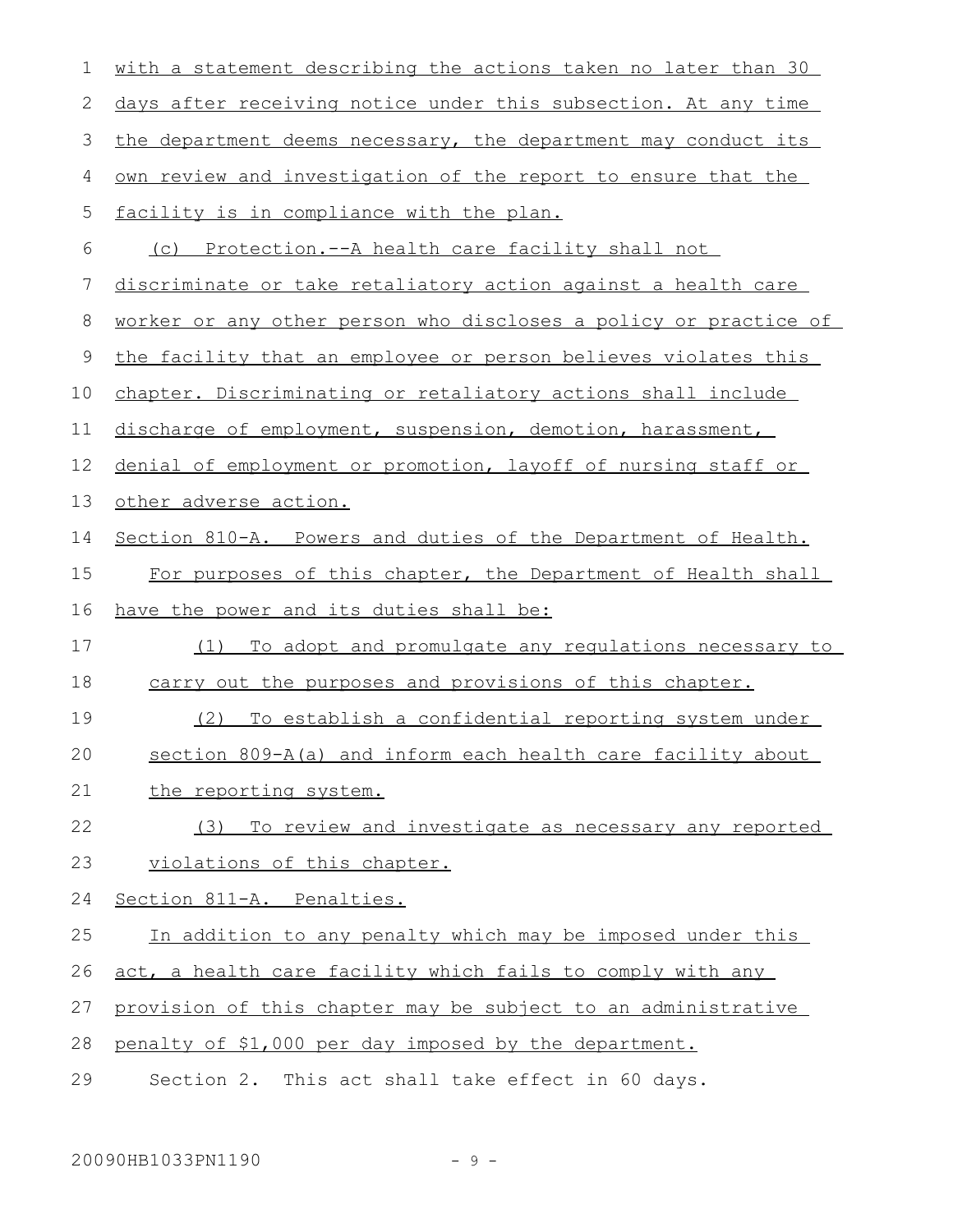with a statement describing the actions taken no later than 30 days after receiving notice under this subsection. At any time the department deems necessary, the department may conduct its own review and investigation of the report to ensure that the facility is in compliance with the plan.

(c) Protection.--A health care facility shall not discriminate or take retaliatory action against a health care worker or any other person who discloses a policy or practice of the facility that an employee or person believes violates this chapter. Discriminating or retaliatory actions shall include discharge of employment, suspension, demotion, harassment, denial of employment or promotion, layoff of nursing staff or other adverse action.

Section 810-A. Powers and duties of the Department of Health.

For purposes of this chapter, the Department of Health shall have the power and its duties shall be:

(1) To adopt and promulgate any regulations necessary to carry out the purposes and provisions of this chapter.

(2) To establish a confidential reporting system under section 809-A(a) and inform each health care facility about the reporting system.

(3) To review and investigate as necessary any reported violations of this chapter.

Section 811-A. Penalties.

In addition to any penalty which may be imposed under this act, a health care facility which fails to comply with any provision of this chapter may be subject to an administrative penalty of $1,000 per day imposed by the department.

Section 2. This act shall take effect in 60 days.